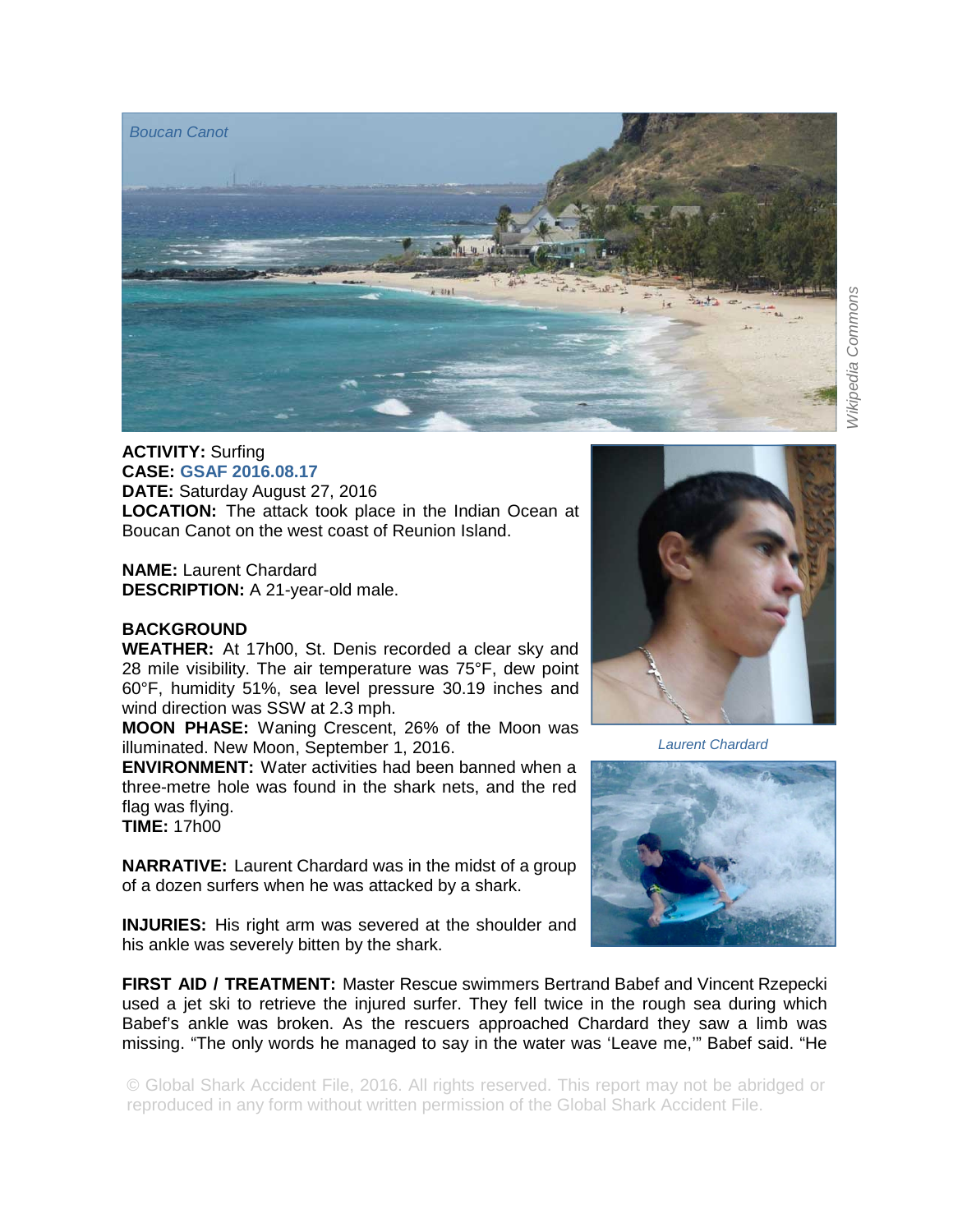*Boucan Canot*

*Wikipedia Commons*

**ACTIVITY:** Surfing
**CASE: GSAF 2016.08.17**
**DATE:** Saturday August 27, 2016
**LOCATION:** The attack took place in the Indian Ocean at Boucan Canot on the west coast of Reunion Island.

**NAME:** Laurent Chardard
**DESCRIPTION:** A 21-year-old male.

*Laurent Chardard*

**BACKGROUND**

**WEATHER:** At 17h00, St. Denis recorded a clear sky and 28 mile visibility. The air temperature was 75°F, dew point 60°F, humidity 51%, sea level pressure 30.19 inches and wind direction was SSW at 2.3 mph.

**MOON PHASE:** Waning Crescent, 26% of the Moon was illuminated. New Moon, September 1, 2016.

**ENVIRONMENT:** Water activities had been banned when a three-metre hole was found in the shark nets, and the red flag was flying.

**TIME:** 17h00

**NARRATIVE:** Laurent Chardard was in the midst of a group of a dozen surfers when he was attacked by a shark.

**INJURIES:** His right arm was severed at the shoulder and his ankle was severely bitten by the shark.

**FIRST AID / TREATMENT:** Master Rescue swimmers Bertrand Babef and Vincent Rzepecki used a jet ski to retrieve the injured surfer. They fell twice in the rough sea during which Babef's ankle was broken. As the rescuers approached Chardard they saw a limb was missing. "The only words he managed to say in the water was 'Leave me,'" Babef said. "He

© Global Shark Accident File, 2016. All rights reserved. This report may not be abridged or reproduced in any form without written permission of the Global Shark Accident File.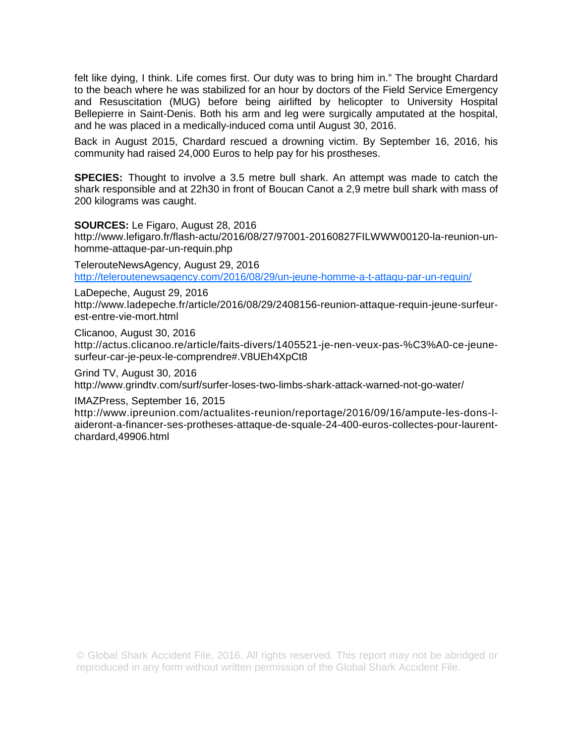felt like dying, I think. Life comes first. Our duty was to bring him in." The brought Chardard to the beach where he was stabilized for an hour by doctors of the Field Service Emergency and Resuscitation (MUG) before being airlifted by helicopter to University Hospital Bellepierre in Saint-Denis. Both his arm and leg were surgically amputated at the hospital, and he was placed in a medically-induced coma until August 30, 2016.

Back in August 2015, Chardard rescued a drowning victim. By September 16, 2016, his community had raised 24,000 Euros to help pay for his prostheses.

**SPECIES:** Thought to involve a 3.5 metre bull shark. An attempt was made to catch the shark responsible and at 22h30 in front of Boucan Canot a 2,9 metre bull shark with mass of 200 kilograms was caught.

**SOURCES:** Le Figaro, August 28, 2016
http://www.lefigaro.fr/flash-actu/2016/08/27/97001-20160827FILWWW00120-la-reunion-un-homme-attaque-par-un-requin.php

TelerouteNewsAgency, August 29, 2016
http://teleroutenewsagency.com/2016/08/29/un-jeune-homme-a-t-attaqu-par-un-requin/

LaDepeche, August 29, 2016
http://www.ladepeche.fr/article/2016/08/29/2408156-reunion-attaque-requin-jeune-surfeur-est-entre-vie-mort.html

Clicanoo, August 30, 2016
http://actus.clicanoo.re/article/faits-divers/1405521-je-nen-veux-pas-%C3%A0-ce-jeune-surfeur-car-je-peux-le-comprendre#.V8UEh4XpCt8

Grind TV, August 30, 2016
http://www.grindtv.com/surf/surfer-loses-two-limbs-shark-attack-warned-not-go-water/

IMAZPress, September 16, 2015
http://www.ipreunion.com/actualites-reunion/reportage/2016/09/16/ampute-les-dons-l-aideront-a-financer-ses-protheses-attaque-de-squale-24-400-euros-collectes-pour-laurent-chardard,49906.html

© Global Shark Accident File, 2016. All rights reserved. This report may not be abridged or reproduced in any form without written permission of the Global Shark Accident File.